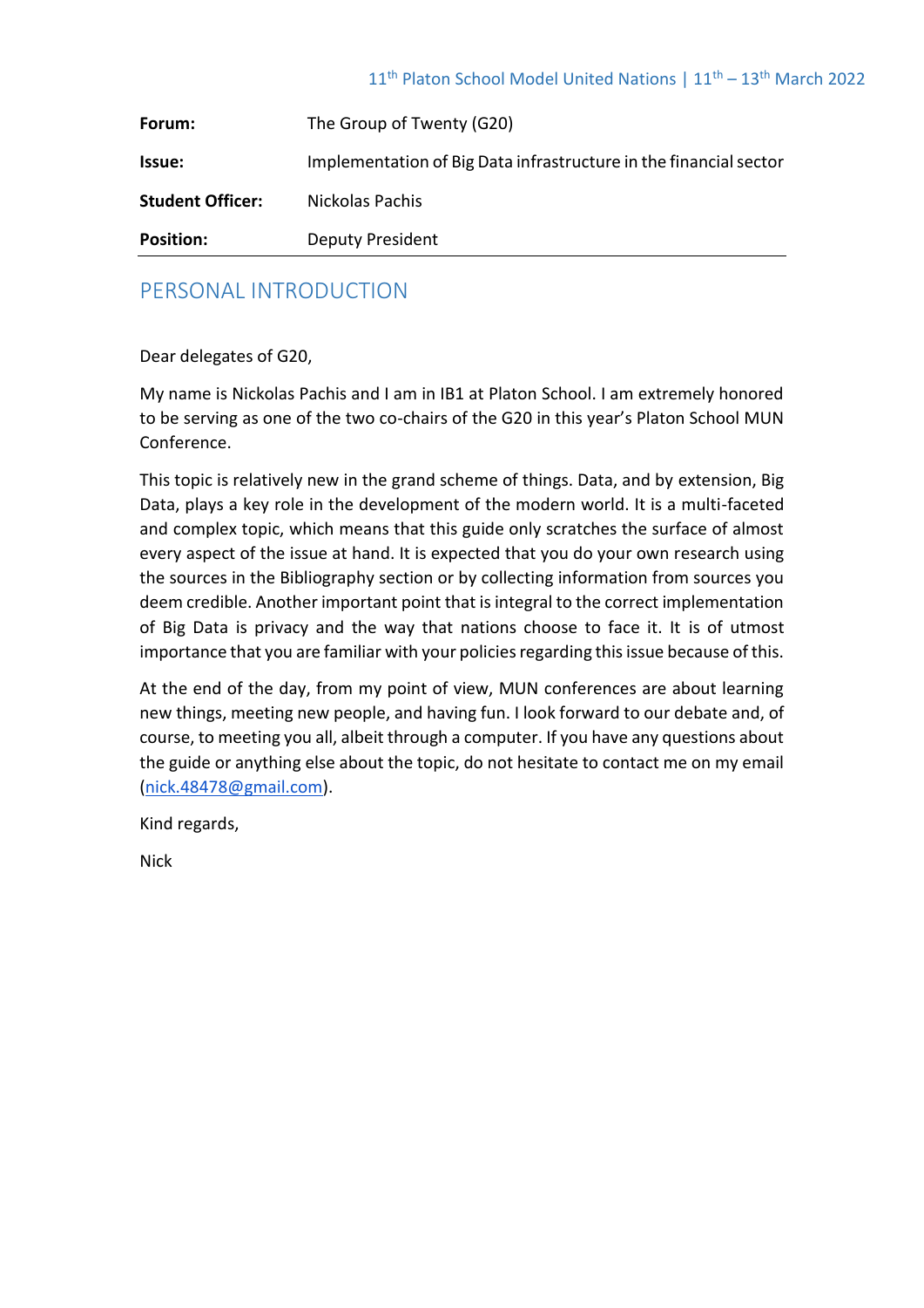| | |
|---|---|
| **Forum:** | The Group of Twenty (G20) |
| **Issue:** | Implementation of Big Data infrastructure in the financial sector |
| **Student Officer:** | Nickolas Pachis |
| **Position:** | Deputy President |

## PERSONAL INTRODUCTION

Dear delegates of G20,

My name is Nickolas Pachis and I am in IB1 at Platon School. I am extremely honored to be serving as one of the two co-chairs of the G20 in this year's Platon School MUN Conference.

This topic is relatively new in the grand scheme of things. Data, and by extension, Big Data, plays a key role in the development of the modern world. It is a multi-faceted and complex topic, which means that this guide only scratches the surface of almost every aspect of the issue at hand. It is expected that you do your own research using the sources in the Bibliography section or by collecting information from sources you deem credible. Another important point that is integral to the correct implementation of Big Data is privacy and the way that nations choose to face it. It is of utmost importance that you are familiar with your policies regarding this issue because of this.

At the end of the day, from my point of view, MUN conferences are about learning new things, meeting new people, and having fun. I look forward to our debate and, of course, to meeting you all, albeit through a computer. If you have any questions about the guide or anything else about the topic, do not hesitate to contact me on my email (nick.48478@gmail.com).

Kind regards,

Nick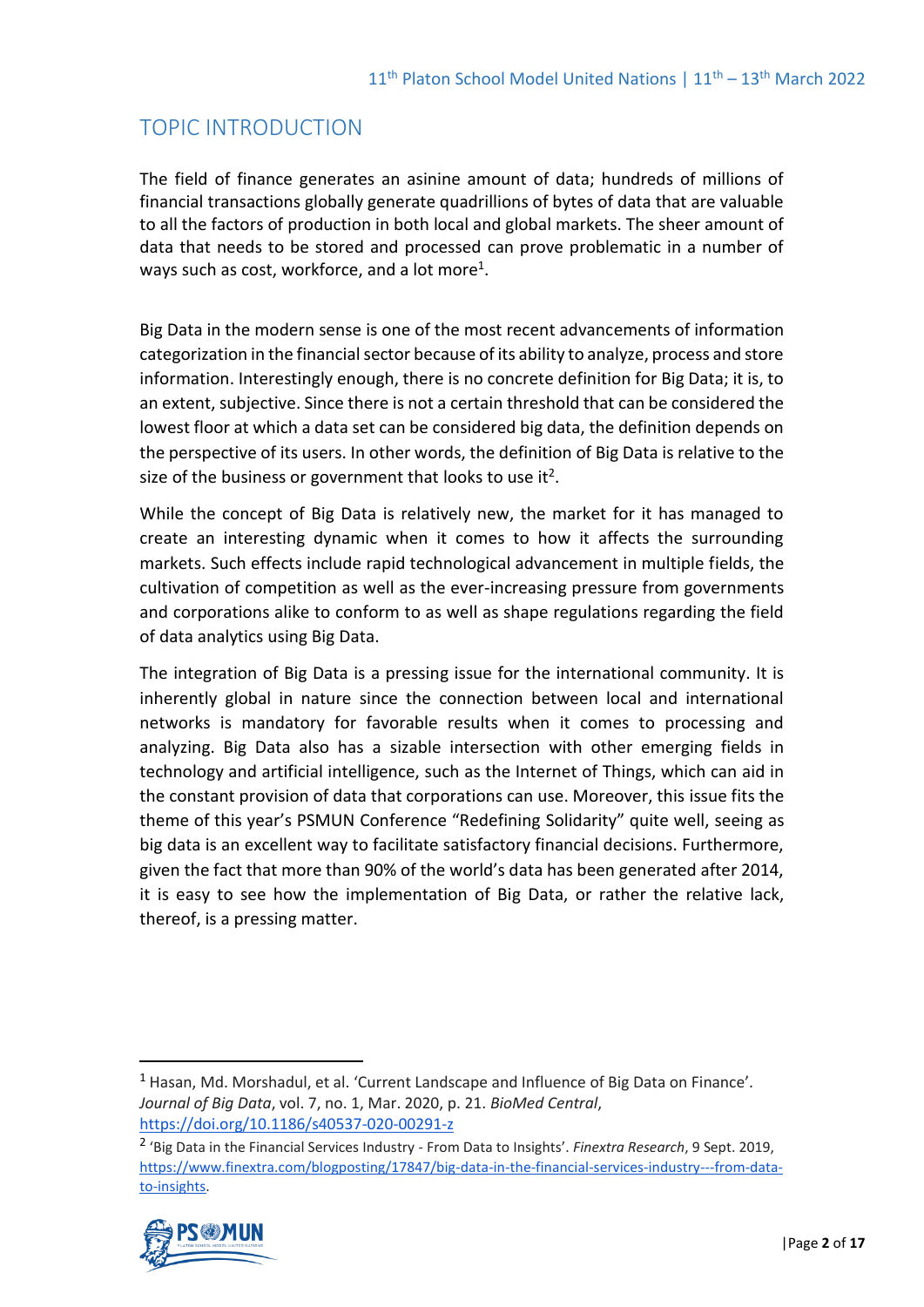## TOPIC INTRODUCTION

The field of finance generates an asinine amount of data; hundreds of millions of financial transactions globally generate quadrillions of bytes of data that are valuable to all the factors of production in both local and global markets. The sheer amount of data that needs to be stored and processed can prove problematic in a number of ways such as cost, workforce, and a lot more[1].

Big Data in the modern sense is one of the most recent advancements of information categorization in the financial sector because of its ability to analyze, process and store information. Interestingly enough, there is no concrete definition for Big Data; it is, to an extent, subjective. Since there is not a certain threshold that can be considered the lowest floor at which a data set can be considered big data, the definition depends on the perspective of its users. In other words, the definition of Big Data is relative to the size of the business or government that looks to use it[2].

While the concept of Big Data is relatively new, the market for it has managed to create an interesting dynamic when it comes to how it affects the surrounding markets. Such effects include rapid technological advancement in multiple fields, the cultivation of competition as well as the ever-increasing pressure from governments and corporations alike to conform to as well as shape regulations regarding the field of data analytics using Big Data.

The integration of Big Data is a pressing issue for the international community. It is inherently global in nature since the connection between local and international networks is mandatory for favorable results when it comes to processing and analyzing. Big Data also has a sizable intersection with other emerging fields in technology and artificial intelligence, such as the Internet of Things, which can aid in the constant provision of data that corporations can use. Moreover, this issue fits the theme of this year's PSMUN Conference "Redefining Solidarity" quite well, seeing as big data is an excellent way to facilitate satisfactory financial decisions. Furthermore, given the fact that more than 90% of the world's data has been generated after 2014, it is easy to see how the implementation of Big Data, or rather the relative lack, thereof, is a pressing matter.

---

[1] Hasan, Md. Morshadul, et al. 'Current Landscape and Influence of Big Data on Finance'. *Journal of Big Data*, vol. 7, no. 1, Mar. 2020, p. 21. *BioMed Central*, https://doi.org/10.1186/s40537-020-00291-z

[2] 'Big Data in the Financial Services Industry - From Data to Insights'. *Finextra Research*, 9 Sept. 2019, https://www.finextra.com/blogposting/17847/big-data-in-the-financial-services-industry---from-data-to-insights.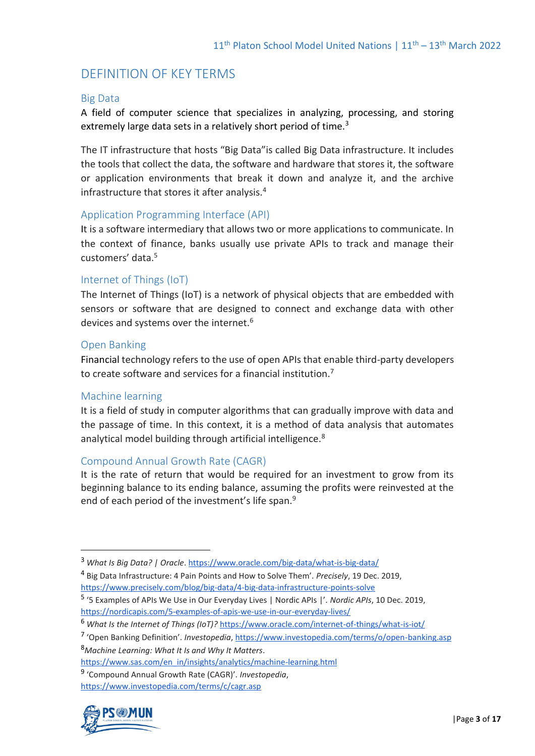## DEFINITION OF KEY TERMS

### Big Data

A field of computer science that specializes in analyzing, processing, and storing extremely large data sets in a relatively short period of time.[3]

The IT infrastructure that hosts "Big Data"is called Big Data infrastructure. It includes the tools that collect the data, the software and hardware that stores it, the software or application environments that break it down and analyze it, and the archive infrastructure that stores it after analysis.[4]

### Application Programming Interface (API)

It is a software intermediary that allows two or more applications to communicate. In the context of finance, banks usually use private APIs to track and manage their customers' data.[5]

### Internet of Things (IoT)

The Internet of Things (IoT) is a network of physical objects that are embedded with sensors or software that are designed to connect and exchange data with other devices and systems over the internet.[6]

### Open Banking

Financial technology refers to the use of open APIs that enable third-party developers to create software and services for a financial institution.[7]

### Machine learning

It is a field of study in computer algorithms that can gradually improve with data and the passage of time. In this context, it is a method of data analysis that automates analytical model building through artificial intelligence.[8]

### Compound Annual Growth Rate (CAGR)

It is the rate of return that would be required for an investment to grow from its beginning balance to its ending balance, assuming the profits were reinvested at the end of each period of the investment's life span.[9]

---

[3] *What Is Big Data? | Oracle*. https://www.oracle.com/big-data/what-is-big-data/

[4] Big Data Infrastructure: 4 Pain Points and How to Solve Them'. *Precisely*, 19 Dec. 2019, https://www.precisely.com/blog/big-data/4-big-data-infrastructure-points-solve

[5] '5 Examples of APIs We Use in Our Everyday Lives | Nordic APIs |'. *Nordic APIs*, 10 Dec. 2019, https://nordicapis.com/5-examples-of-apis-we-use-in-our-everyday-lives/

[6] *What Is the Internet of Things (IoT)?* https://www.oracle.com/internet-of-things/what-is-iot/

[7] 'Open Banking Definition'. *Investopedia*, https://www.investopedia.com/terms/o/open-banking.asp

[8] *Machine Learning: What It Is and Why It Matters*. https://www.sas.com/en_in/insights/analytics/machine-learning.html

[9] 'Compound Annual Growth Rate (CAGR)'. *Investopedia*, https://www.investopedia.com/terms/c/cagr.asp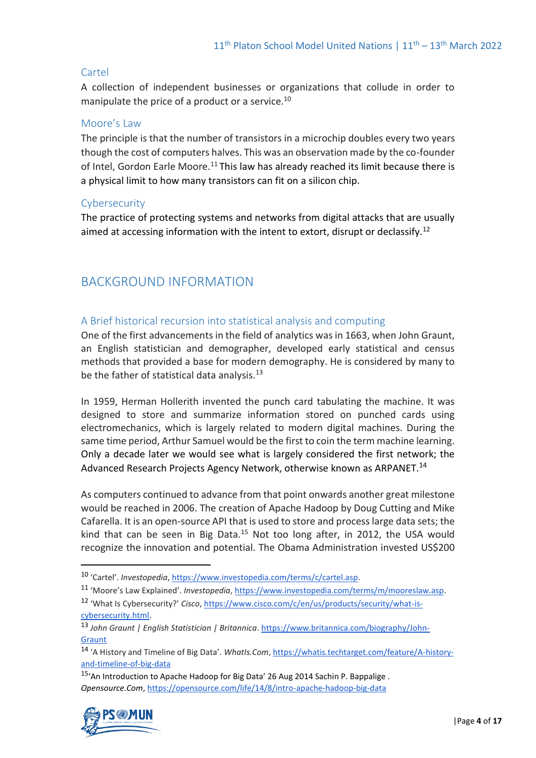### Cartel

A collection of independent businesses or organizations that collude in order to manipulate the price of a product or a service.[10]

### Moore's Law

The principle is that the number of transistors in a microchip doubles every two years though the cost of computers halves. This was an observation made by the co-founder of Intel, Gordon Earle Moore.[11] This law has already reached its limit because there is a physical limit to how many transistors can fit on a silicon chip.

### Cybersecurity

The practice of protecting systems and networks from digital attacks that are usually aimed at accessing information with the intent to extort, disrupt or declassify.[12]

## BACKGROUND INFORMATION

### A Brief historical recursion into statistical analysis and computing

One of the first advancements in the field of analytics was in 1663, when John Graunt, an English statistician and demographer, developed early statistical and census methods that provided a base for modern demography. He is considered by many to be the father of statistical data analysis.[13]

In 1959, Herman Hollerith invented the punch card tabulating the machine. It was designed to store and summarize information stored on punched cards using electromechanics, which is largely related to modern digital machines. During the same time period, Arthur Samuel would be the first to coin the term machine learning. Only a decade later we would see what is largely considered the first network; the Advanced Research Projects Agency Network, otherwise known as ARPANET.[14]

As computers continued to advance from that point onwards another great milestone would be reached in 2006. The creation of Apache Hadoop by Doug Cutting and Mike Cafarella. It is an open-source API that is used to store and process large data sets; the kind that can be seen in Big Data.[15] Not too long after, in 2012, the USA would recognize the innovation and potential. The Obama Administration invested US$200

---

[10] 'Cartel'. *Investopedia*, https://www.investopedia.com/terms/c/cartel.asp.

[11] 'Moore's Law Explained'. *Investopedia*, https://www.investopedia.com/terms/m/mooreslaw.asp.

[12] 'What Is Cybersecurity?' *Cisco*, https://www.cisco.com/c/en/us/products/security/what-is-cybersecurity.html.

[13] *John Graunt | English Statistician | Britannica*. https://www.britannica.com/biography/John-Graunt

[14] 'A History and Timeline of Big Data'. *WhatIs.Com*, https://whatis.techtarget.com/feature/A-history-and-timeline-of-big-data

[15] 'An Introduction to Apache Hadoop for Big Data' 26 Aug 2014 Sachin P. Bappalige . *Opensource.Com*, https://opensource.com/life/14/8/intro-apache-hadoop-big-data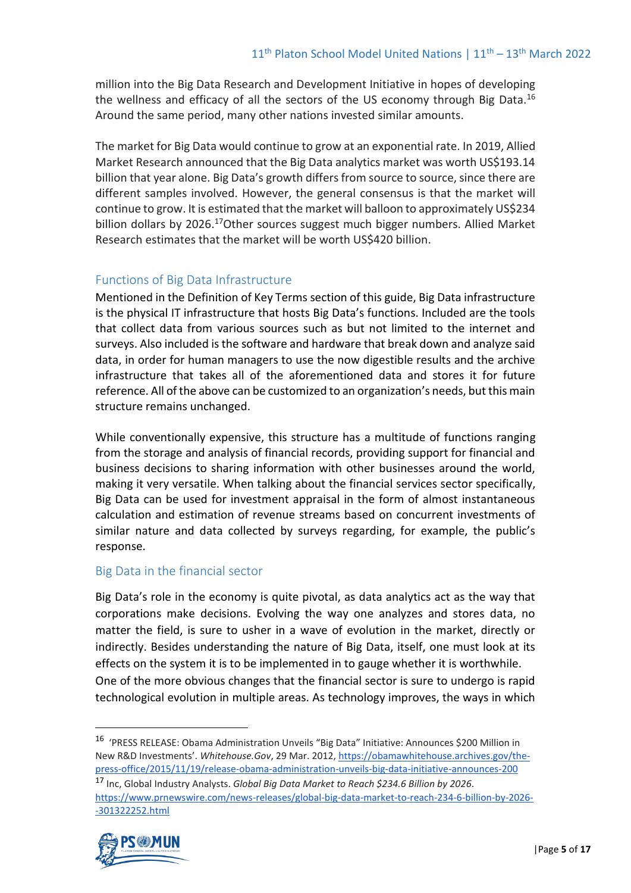million into the Big Data Research and Development Initiative in hopes of developing the wellness and efficacy of all the sectors of the US economy through Big Data.[16] Around the same period, many other nations invested similar amounts.

The market for Big Data would continue to grow at an exponential rate. In 2019, Allied Market Research announced that the Big Data analytics market was worth US$193.14 billion that year alone. Big Data's growth differs from source to source, since there are different samples involved. However, the general consensus is that the market will continue to grow. It is estimated that the market will balloon to approximately US$234 billion dollars by 2026.[17]Other sources suggest much bigger numbers. Allied Market Research estimates that the market will be worth US$420 billion.

## Functions of Big Data Infrastructure

Mentioned in the Definition of Key Terms section of this guide, Big Data infrastructure is the physical IT infrastructure that hosts Big Data's functions. Included are the tools that collect data from various sources such as but not limited to the internet and surveys. Also included is the software and hardware that break down and analyze said data, in order for human managers to use the now digestible results and the archive infrastructure that takes all of the aforementioned data and stores it for future reference. All of the above can be customized to an organization's needs, but this main structure remains unchanged.

While conventionally expensive, this structure has a multitude of functions ranging from the storage and analysis of financial records, providing support for financial and business decisions to sharing information with other businesses around the world, making it very versatile. When talking about the financial services sector specifically, Big Data can be used for investment appraisal in the form of almost instantaneous calculation and estimation of revenue streams based on concurrent investments of similar nature and data collected by surveys regarding, for example, the public's response.

## Big Data in the financial sector

Big Data's role in the economy is quite pivotal, as data analytics act as the way that corporations make decisions. Evolving the way one analyzes and stores data, no matter the field, is sure to usher in a wave of evolution in the market, directly or indirectly. Besides understanding the nature of Big Data, itself, one must look at its effects on the system it is to be implemented in to gauge whether it is worthwhile.
One of the more obvious changes that the financial sector is sure to undergo is rapid technological evolution in multiple areas. As technology improves, the ways in which

---

[16] 'PRESS RELEASE: Obama Administration Unveils "Big Data" Initiative: Announces $200 Million in New R&D Investments'. *Whitehouse.Gov*, 29 Mar. 2012, https://obamawhitehouse.archives.gov/the-press-office/2015/11/19/release-obama-administration-unveils-big-data-initiative-announces-200

[17] Inc, Global Industry Analysts. *Global Big Data Market to Reach $234.6 Billion by 2026*. https://www.prnewswire.com/news-releases/global-big-data-market-to-reach-234-6-billion-by-2026--301322252.html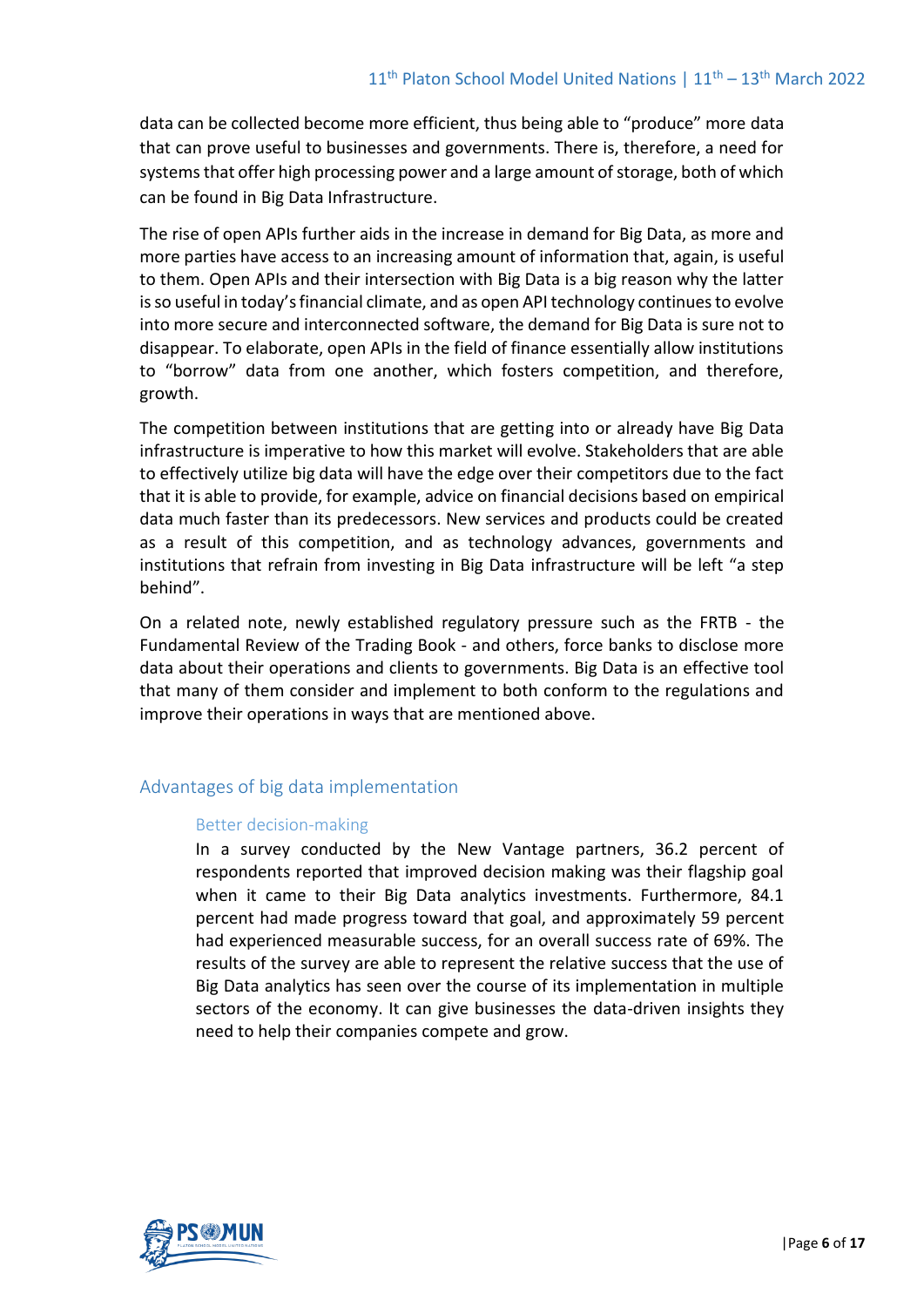data can be collected become more efficient, thus being able to "produce" more data that can prove useful to businesses and governments. There is, therefore, a need for systems that offer high processing power and a large amount of storage, both of which can be found in Big Data Infrastructure.

The rise of open APIs further aids in the increase in demand for Big Data, as more and more parties have access to an increasing amount of information that, again, is useful to them. Open APIs and their intersection with Big Data is a big reason why the latter is so useful in today's financial climate, and as open API technology continues to evolve into more secure and interconnected software, the demand for Big Data is sure not to disappear. To elaborate, open APIs in the field of finance essentially allow institutions to "borrow" data from one another, which fosters competition, and therefore, growth.

The competition between institutions that are getting into or already have Big Data infrastructure is imperative to how this market will evolve. Stakeholders that are able to effectively utilize big data will have the edge over their competitors due to the fact that it is able to provide, for example, advice on financial decisions based on empirical data much faster than its predecessors. New services and products could be created as a result of this competition, and as technology advances, governments and institutions that refrain from investing in Big Data infrastructure will be left "a step behind".

On a related note, newly established regulatory pressure such as the FRTB - the Fundamental Review of the Trading Book - and others, force banks to disclose more data about their operations and clients to governments. Big Data is an effective tool that many of them consider and implement to both conform to the regulations and improve their operations in ways that are mentioned above.

## Advantages of big data implementation

### Better decision-making

In a survey conducted by the New Vantage partners, 36.2 percent of respondents reported that improved decision making was their flagship goal when it came to their Big Data analytics investments. Furthermore, 84.1 percent had made progress toward that goal, and approximately 59 percent had experienced measurable success, for an overall success rate of 69%. The results of the survey are able to represent the relative success that the use of Big Data analytics has seen over the course of its implementation in multiple sectors of the economy. It can give businesses the data-driven insights they need to help their companies compete and grow.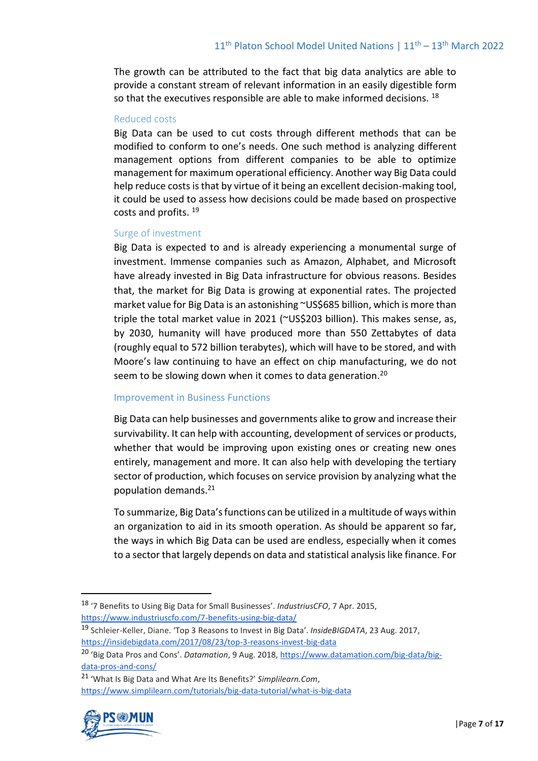The growth can be attributed to the fact that big data analytics are able to provide a constant stream of relevant information in an easily digestible form so that the executives responsible are able to make informed decisions. [18]

### Reduced costs

Big Data can be used to cut costs through different methods that can be modified to conform to one's needs. One such method is analyzing different management options from different companies to be able to optimize management for maximum operational efficiency. Another way Big Data could help reduce costs is that by virtue of it being an excellent decision-making tool, it could be used to assess how decisions could be made based on prospective costs and profits. [19]

### Surge of investment

Big Data is expected to and is already experiencing a monumental surge of investment. Immense companies such as Amazon, Alphabet, and Microsoft have already invested in Big Data infrastructure for obvious reasons. Besides that, the market for Big Data is growing at exponential rates. The projected market value for Big Data is an astonishing ~US$685 billion, which is more than triple the total market value in 2021 (~US$203 billion). This makes sense, as, by 2030, humanity will have produced more than 550 Zettabytes of data (roughly equal to 572 billion terabytes), which will have to be stored, and with Moore's law continuing to have an effect on chip manufacturing, we do not seem to be slowing down when it comes to data generation.[20]

### Improvement in Business Functions

Big Data can help businesses and governments alike to grow and increase their survivability. It can help with accounting, development of services or products, whether that would be improving upon existing ones or creating new ones entirely, management and more. It can also help with developing the tertiary sector of production, which focuses on service provision by analyzing what the population demands.[21]

To summarize, Big Data's functions can be utilized in a multitude of ways within an organization to aid in its smooth operation. As should be apparent so far, the ways in which Big Data can be used are endless, especially when it comes to a sector that largely depends on data and statistical analysis like finance. For

---

[18] '7 Benefits to Using Big Data for Small Businesses'. *IndustriusCFO*, 7 Apr. 2015, https://www.industriuscfo.com/7-benefits-using-big-data/

[19] Schleier-Keller, Diane. 'Top 3 Reasons to Invest in Big Data'. *InsideBIGDATA*, 23 Aug. 2017, https://insidebigdata.com/2017/08/23/top-3-reasons-invest-big-data

[20] 'Big Data Pros and Cons'. *Datamation*, 9 Aug. 2018, https://www.datamation.com/big-data/big-data-pros-and-cons/

[21] 'What Is Big Data and What Are Its Benefits?' *Simplilearn.Com*, https://www.simplilearn.com/tutorials/big-data-tutorial/what-is-big-data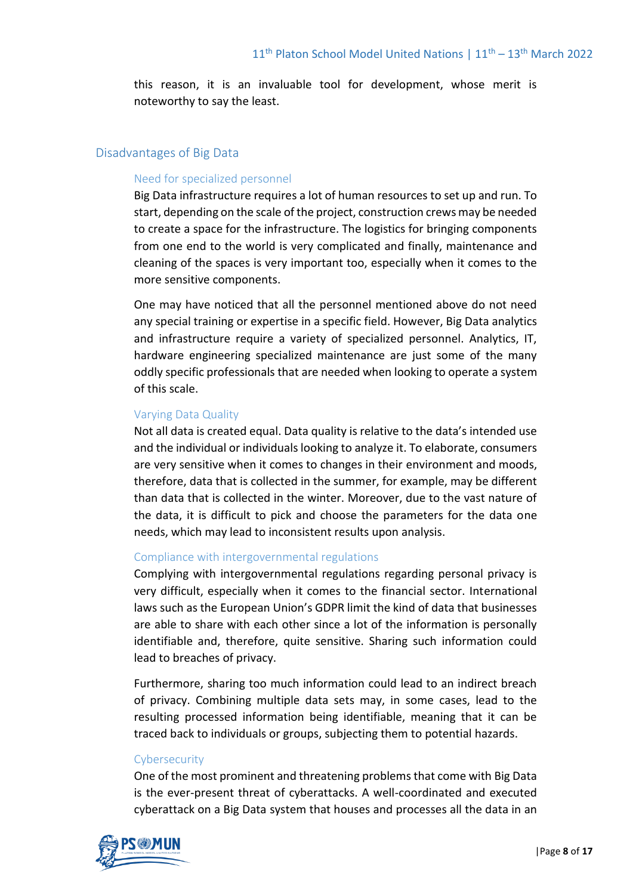this reason, it is an invaluable tool for development, whose merit is noteworthy to say the least.

## Disadvantages of Big Data

### Need for specialized personnel

Big Data infrastructure requires a lot of human resources to set up and run. To start, depending on the scale of the project, construction crews may be needed to create a space for the infrastructure. The logistics for bringing components from one end to the world is very complicated and finally, maintenance and cleaning of the spaces is very important too, especially when it comes to the more sensitive components.

One may have noticed that all the personnel mentioned above do not need any special training or expertise in a specific field. However, Big Data analytics and infrastructure require a variety of specialized personnel. Analytics, IT, hardware engineering specialized maintenance are just some of the many oddly specific professionals that are needed when looking to operate a system of this scale.

### Varying Data Quality

Not all data is created equal. Data quality is relative to the data's intended use and the individual or individuals looking to analyze it. To elaborate, consumers are very sensitive when it comes to changes in their environment and moods, therefore, data that is collected in the summer, for example, may be different than data that is collected in the winter. Moreover, due to the vast nature of the data, it is difficult to pick and choose the parameters for the data one needs, which may lead to inconsistent results upon analysis.

### Compliance with intergovernmental regulations

Complying with intergovernmental regulations regarding personal privacy is very difficult, especially when it comes to the financial sector. International laws such as the European Union's GDPR limit the kind of data that businesses are able to share with each other since a lot of the information is personally identifiable and, therefore, quite sensitive. Sharing such information could lead to breaches of privacy.

Furthermore, sharing too much information could lead to an indirect breach of privacy. Combining multiple data sets may, in some cases, lead to the resulting processed information being identifiable, meaning that it can be traced back to individuals or groups, subjecting them to potential hazards.

### Cybersecurity

One of the most prominent and threatening problems that come with Big Data is the ever-present threat of cyberattacks. A well-coordinated and executed cyberattack on a Big Data system that houses and processes all the data in an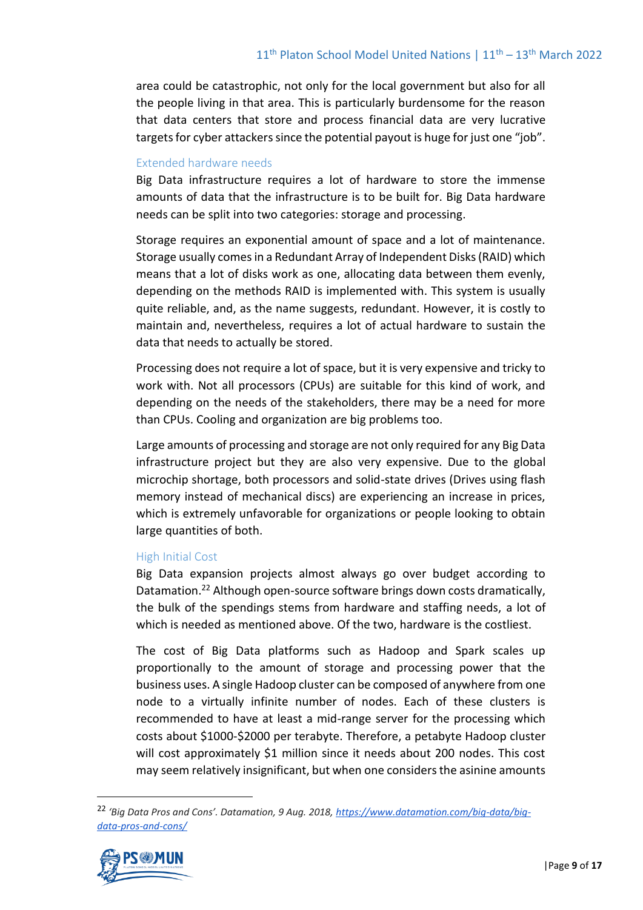area could be catastrophic, not only for the local government but also for all the people living in that area. This is particularly burdensome for the reason that data centers that store and process financial data are very lucrative targets for cyber attackers since the potential payout is huge for just one "job".

### Extended hardware needs

Big Data infrastructure requires a lot of hardware to store the immense amounts of data that the infrastructure is to be built for. Big Data hardware needs can be split into two categories: storage and processing.

Storage requires an exponential amount of space and a lot of maintenance. Storage usually comes in a Redundant Array of Independent Disks (RAID) which means that a lot of disks work as one, allocating data between them evenly, depending on the methods RAID is implemented with. This system is usually quite reliable, and, as the name suggests, redundant. However, it is costly to maintain and, nevertheless, requires a lot of actual hardware to sustain the data that needs to actually be stored.

Processing does not require a lot of space, but it is very expensive and tricky to work with. Not all processors (CPUs) are suitable for this kind of work, and depending on the needs of the stakeholders, there may be a need for more than CPUs. Cooling and organization are big problems too.

Large amounts of processing and storage are not only required for any Big Data infrastructure project but they are also very expensive. Due to the global microchip shortage, both processors and solid-state drives (Drives using flash memory instead of mechanical discs) are experiencing an increase in prices, which is extremely unfavorable for organizations or people looking to obtain large quantities of both.

### High Initial Cost

Big Data expansion projects almost always go over budget according to Datamation.[22] Although open-source software brings down costs dramatically, the bulk of the spendings stems from hardware and staffing needs, a lot of which is needed as mentioned above. Of the two, hardware is the costliest.

The cost of Big Data platforms such as Hadoop and Spark scales up proportionally to the amount of storage and processing power that the business uses. A single Hadoop cluster can be composed of anywhere from one node to a virtually infinite number of nodes. Each of these clusters is recommended to have at least a mid-range server for the processing which costs about $1000-$2000 per terabyte. Therefore, a petabyte Hadoop cluster will cost approximately $1 million since it needs about 200 nodes. This cost may seem relatively insignificant, but when one considers the asinine amounts

---

[22] *'Big Data Pros and Cons'. Datamation, 9 Aug. 2018,* https://www.datamation.com/big-data/big-data-pros-and-cons/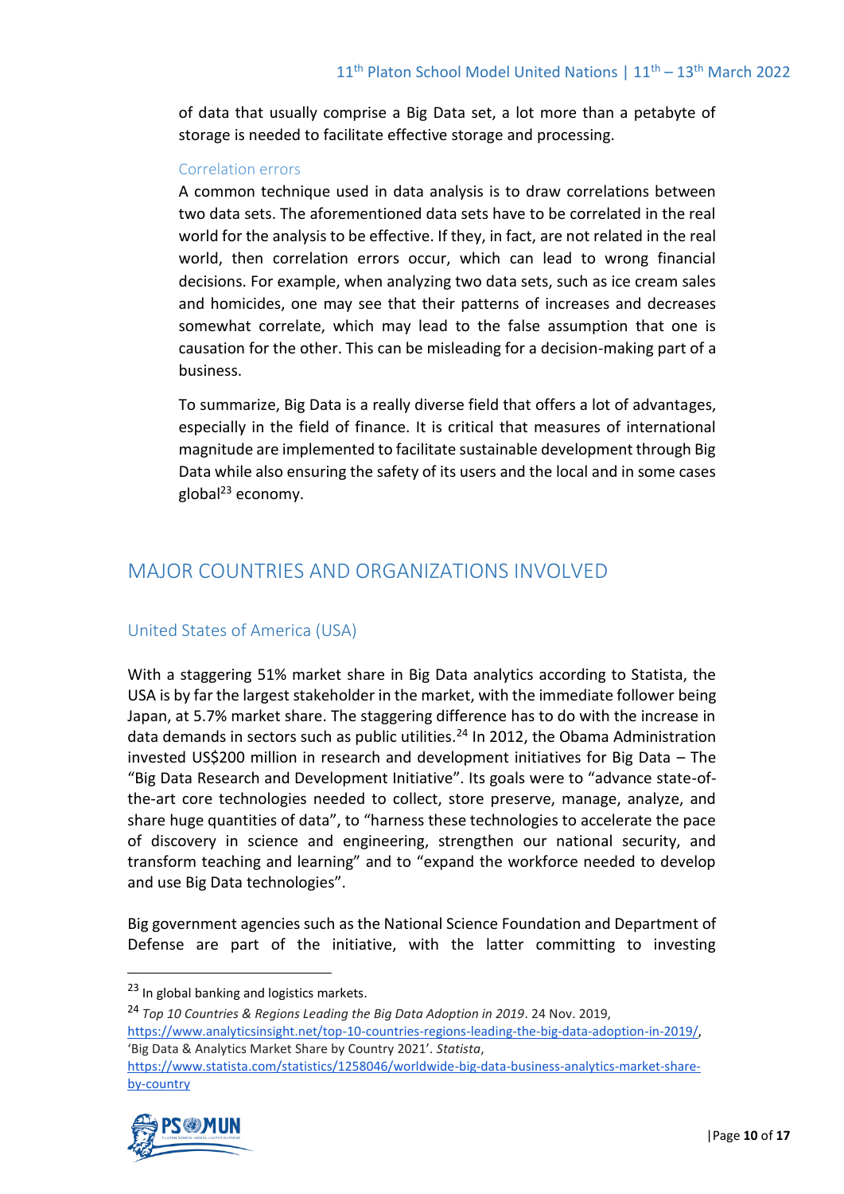of data that usually comprise a Big Data set, a lot more than a petabyte of storage is needed to facilitate effective storage and processing.

### Correlation errors

A common technique used in data analysis is to draw correlations between two data sets. The aforementioned data sets have to be correlated in the real world for the analysis to be effective. If they, in fact, are not related in the real world, then correlation errors occur, which can lead to wrong financial decisions. For example, when analyzing two data sets, such as ice cream sales and homicides, one may see that their patterns of increases and decreases somewhat correlate, which may lead to the false assumption that one is causation for the other. This can be misleading for a decision-making part of a business.

To summarize, Big Data is a really diverse field that offers a lot of advantages, especially in the field of finance. It is critical that measures of international magnitude are implemented to facilitate sustainable development through Big Data while also ensuring the safety of its users and the local and in some cases global[23] economy.

# MAJOR COUNTRIES AND ORGANIZATIONS INVOLVED

## United States of America (USA)

With a staggering 51% market share in Big Data analytics according to Statista, the USA is by far the largest stakeholder in the market, with the immediate follower being Japan, at 5.7% market share. The staggering difference has to do with the increase in data demands in sectors such as public utilities.[24] In 2012, the Obama Administration invested US$200 million in research and development initiatives for Big Data – The "Big Data Research and Development Initiative". Its goals were to "advance state-of-the-art core technologies needed to collect, store preserve, manage, analyze, and share huge quantities of data", to "harness these technologies to accelerate the pace of discovery in science and engineering, strengthen our national security, and transform teaching and learning" and to "expand the workforce needed to develop and use Big Data technologies".

Big government agencies such as the National Science Foundation and Department of Defense are part of the initiative, with the latter committing to investing

---

[23] In global banking and logistics markets.

[24] *Top 10 Countries & Regions Leading the Big Data Adoption in 2019*. 24 Nov. 2019, https://www.analyticsinsight.net/top-10-countries-regions-leading-the-big-data-adoption-in-2019/, 'Big Data & Analytics Market Share by Country 2021'. *Statista*, https://www.statista.com/statistics/1258046/worldwide-big-data-business-analytics-market-share-by-country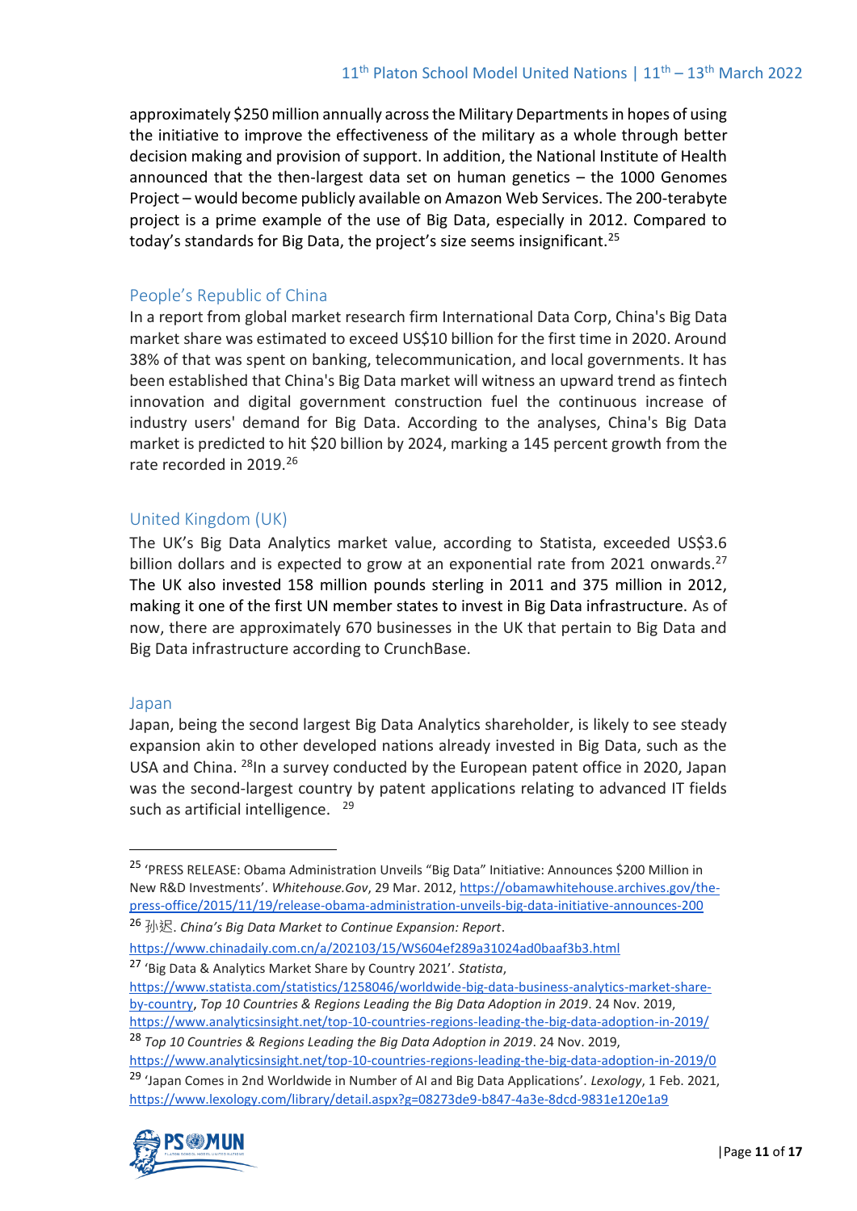approximately $250 million annually across the Military Departments in hopes of using the initiative to improve the effectiveness of the military as a whole through better decision making and provision of support. In addition, the National Institute of Health announced that the then-largest data set on human genetics – the 1000 Genomes Project – would become publicly available on Amazon Web Services. The 200-terabyte project is a prime example of the use of Big Data, especially in 2012. Compared to today's standards for Big Data, the project's size seems insignificant.[25]

### People's Republic of China

In a report from global market research firm International Data Corp, China's Big Data market share was estimated to exceed US$10 billion for the first time in 2020. Around 38% of that was spent on banking, telecommunication, and local governments. It has been established that China's Big Data market will witness an upward trend as fintech innovation and digital government construction fuel the continuous increase of industry users' demand for Big Data. According to the analyses, China's Big Data market is predicted to hit $20 billion by 2024, marking a 145 percent growth from the rate recorded in 2019.[26]

### United Kingdom (UK)

The UK's Big Data Analytics market value, according to Statista, exceeded US$3.6 billion dollars and is expected to grow at an exponential rate from 2021 onwards.[27] The UK also invested 158 million pounds sterling in 2011 and 375 million in 2012, making it one of the first UN member states to invest in Big Data infrastructure. As of now, there are approximately 670 businesses in the UK that pertain to Big Data and Big Data infrastructure according to CrunchBase.

### Japan

Japan, being the second largest Big Data Analytics shareholder, is likely to see steady expansion akin to other developed nations already invested in Big Data, such as the USA and China. [28]In a survey conducted by the European patent office in 2020, Japan was the second-largest country by patent applications relating to advanced IT fields such as artificial intelligence. [29]

---

[25] 'PRESS RELEASE: Obama Administration Unveils "Big Data" Initiative: Announces $200 Million in New R&D Investments'. *Whitehouse.Gov*, 29 Mar. 2012, https://obamawhitehouse.archives.gov/the-press-office/2015/11/19/release-obama-administration-unveils-big-data-initiative-announces-200

[26] 孙迟. *China's Big Data Market to Continue Expansion: Report*. https://www.chinadaily.com.cn/a/202103/15/WS604ef289a31024ad0baaf3b3.html

[27] 'Big Data & Analytics Market Share by Country 2021'. *Statista*, https://www.statista.com/statistics/1258046/worldwide-big-data-business-analytics-market-share-by-country, *Top 10 Countries & Regions Leading the Big Data Adoption in 2019*. 24 Nov. 2019, https://www.analyticsinsight.net/top-10-countries-regions-leading-the-big-data-adoption-in-2019/

[28] *Top 10 Countries & Regions Leading the Big Data Adoption in 2019*. 24 Nov. 2019, https://www.analyticsinsight.net/top-10-countries-regions-leading-the-big-data-adoption-in-2019/0

[29] 'Japan Comes in 2nd Worldwide in Number of AI and Big Data Applications'. *Lexology*, 1 Feb. 2021, https://www.lexology.com/library/detail.aspx?g=08273de9-b847-4a3e-8dcd-9831e120e1a9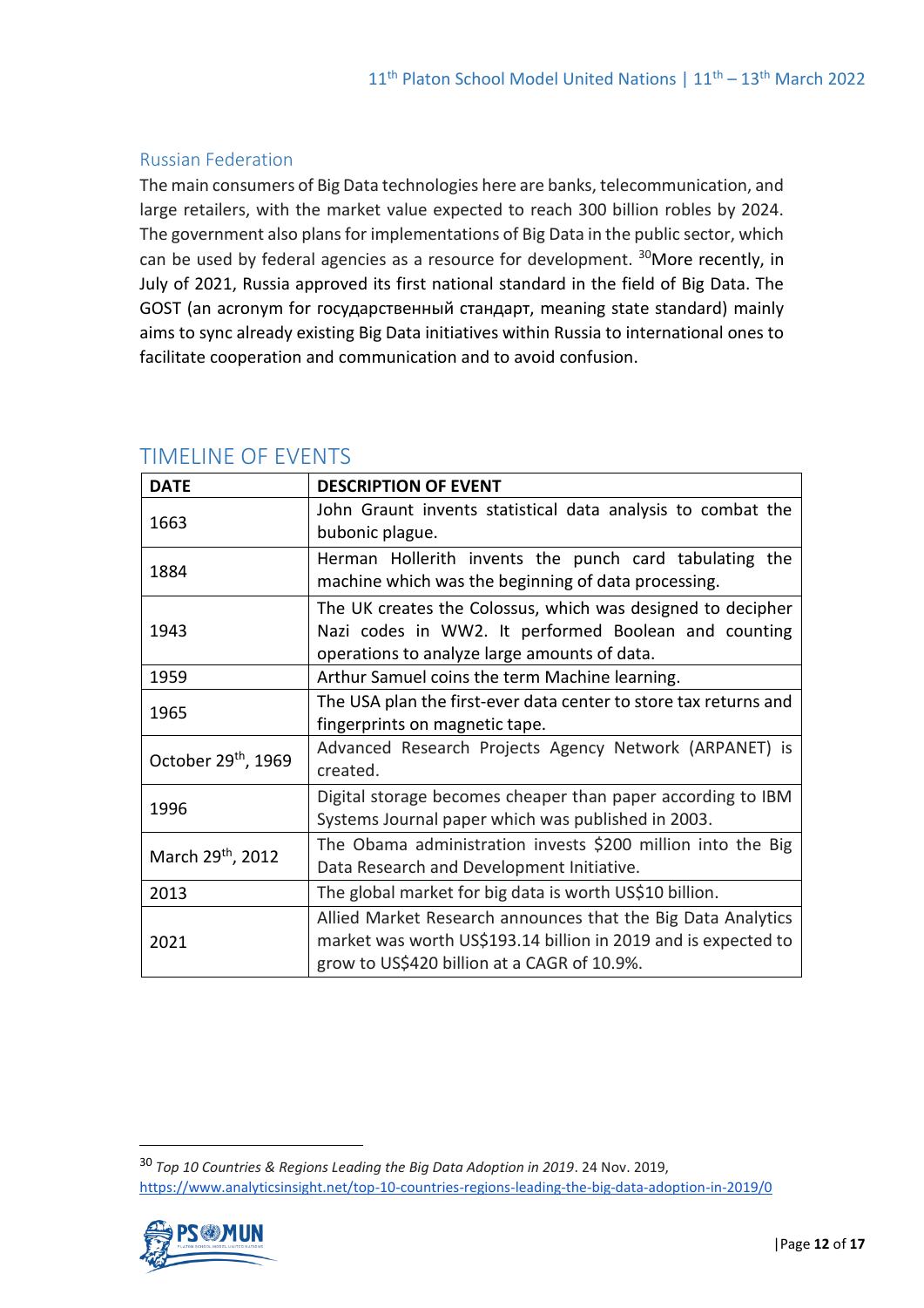### Russian Federation

The main consumers of Big Data technologies here are banks, telecommunication, and large retailers, with the market value expected to reach 300 billion robles by 2024. The government also plans for implementations of Big Data in the public sector, which can be used by federal agencies as a resource for development. [30]More recently, in July of 2021, Russia approved its first national standard in the field of Big Data. The GOST (an acronym for государственный стандарт, meaning state standard) mainly aims to sync already existing Big Data initiatives within Russia to international ones to facilitate cooperation and communication and to avoid confusion.

## TIMELINE OF EVENTS

| DATE | DESCRIPTION OF EVENT |
|---|---|
| 1663 | John Graunt invents statistical data analysis to combat the bubonic plague. |
| 1884 | Herman Hollerith invents the punch card tabulating the machine which was the beginning of data processing. |
| 1943 | The UK creates the Colossus, which was designed to decipher Nazi codes in WW2. It performed Boolean and counting operations to analyze large amounts of data. |
| 1959 | Arthur Samuel coins the term Machine learning. |
| 1965 | The USA plan the first-ever data center to store tax returns and fingerprints on magnetic tape. |
| October 29th, 1969 | Advanced Research Projects Agency Network (ARPANET) is created. |
| 1996 | Digital storage becomes cheaper than paper according to IBM Systems Journal paper which was published in 2003. |
| March 29th, 2012 | The Obama administration invests $200 million into the Big Data Research and Development Initiative. |
| 2013 | The global market for big data is worth US$10 billion. |
| 2021 | Allied Market Research announces that the Big Data Analytics market was worth US$193.14 billion in 2019 and is expected to grow to US$420 billion at a CAGR of 10.9%. |

[30] *Top 10 Countries & Regions Leading the Big Data Adoption in 2019*. 24 Nov. 2019, https://www.analyticsinsight.net/top-10-countries-regions-leading-the-big-data-adoption-in-2019/0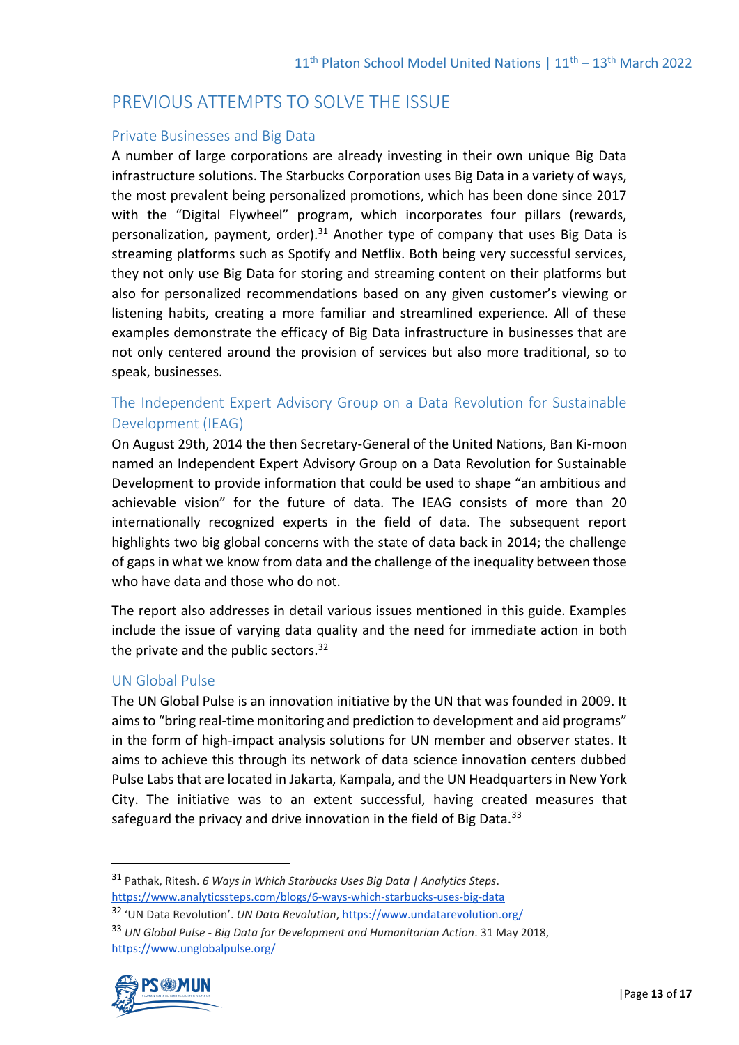## PREVIOUS ATTEMPTS TO SOLVE THE ISSUE

### Private Businesses and Big Data

A number of large corporations are already investing in their own unique Big Data infrastructure solutions. The Starbucks Corporation uses Big Data in a variety of ways, the most prevalent being personalized promotions, which has been done since 2017 with the "Digital Flywheel" program, which incorporates four pillars (rewards, personalization, payment, order).[31] Another type of company that uses Big Data is streaming platforms such as Spotify and Netflix. Both being very successful services, they not only use Big Data for storing and streaming content on their platforms but also for personalized recommendations based on any given customer's viewing or listening habits, creating a more familiar and streamlined experience. All of these examples demonstrate the efficacy of Big Data infrastructure in businesses that are not only centered around the provision of services but also more traditional, so to speak, businesses.

### The Independent Expert Advisory Group on a Data Revolution for Sustainable Development (IEAG)

On August 29th, 2014 the then Secretary-General of the United Nations, Ban Ki-moon named an Independent Expert Advisory Group on a Data Revolution for Sustainable Development to provide information that could be used to shape "an ambitious and achievable vision" for the future of data. The IEAG consists of more than 20 internationally recognized experts in the field of data. The subsequent report highlights two big global concerns with the state of data back in 2014; the challenge of gaps in what we know from data and the challenge of the inequality between those who have data and those who do not.

The report also addresses in detail various issues mentioned in this guide. Examples include the issue of varying data quality and the need for immediate action in both the private and the public sectors.[32]

### UN Global Pulse

The UN Global Pulse is an innovation initiative by the UN that was founded in 2009. It aims to "bring real-time monitoring and prediction to development and aid programs" in the form of high-impact analysis solutions for UN member and observer states. It aims to achieve this through its network of data science innovation centers dubbed Pulse Labs that are located in Jakarta, Kampala, and the UN Headquarters in New York City. The initiative was to an extent successful, having created measures that safeguard the privacy and drive innovation in the field of Big Data.[33]

---

[31] Pathak, Ritesh. *6 Ways in Which Starbucks Uses Big Data | Analytics Steps*. https://www.analyticssteps.com/blogs/6-ways-which-starbucks-uses-big-data

[32] 'UN Data Revolution'. *UN Data Revolution*, https://www.undatarevolution.org/

[33] *UN Global Pulse - Big Data for Development and Humanitarian Action*. 31 May 2018, https://www.unglobalpulse.org/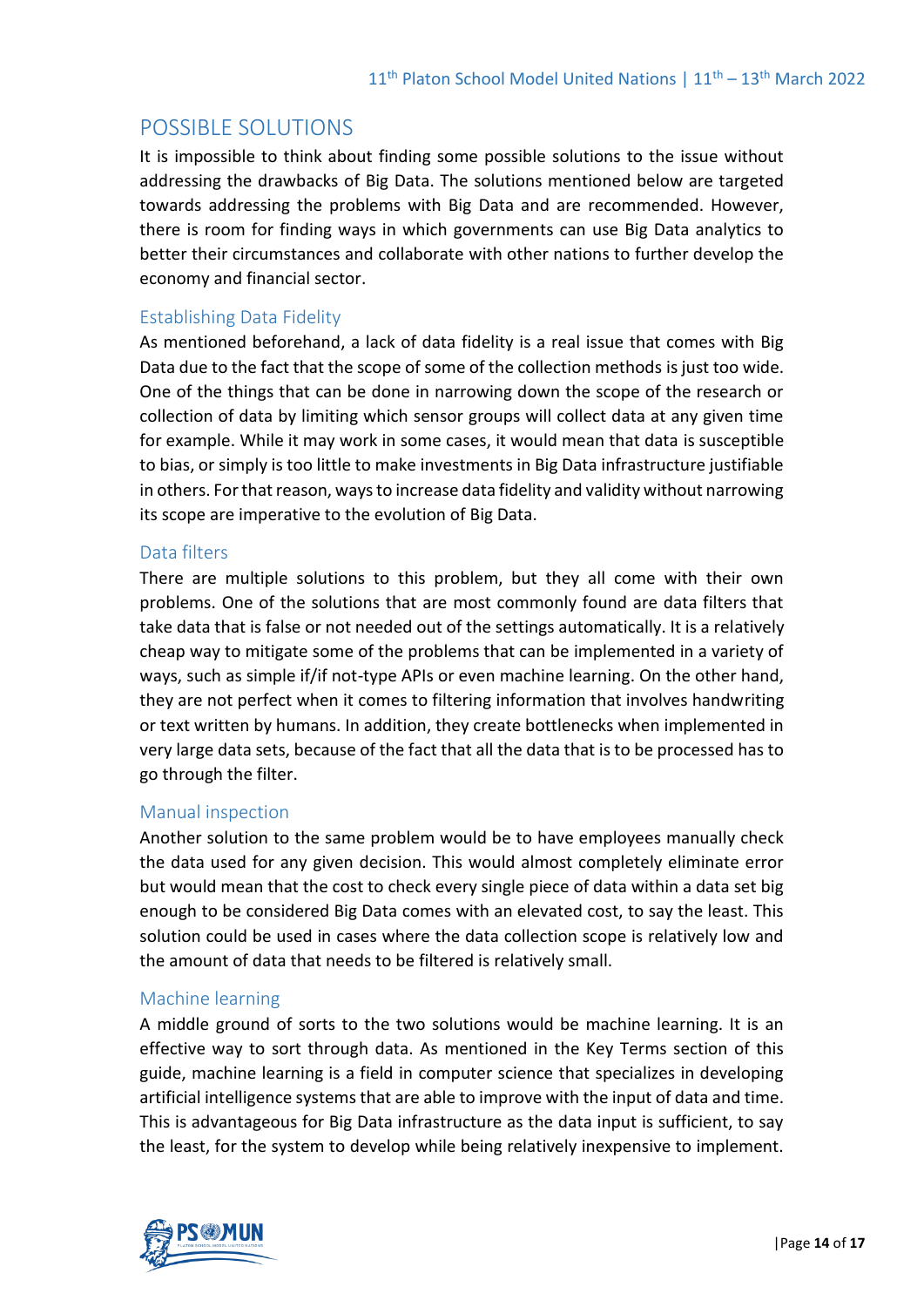## POSSIBLE SOLUTIONS

It is impossible to think about finding some possible solutions to the issue without addressing the drawbacks of Big Data. The solutions mentioned below are targeted towards addressing the problems with Big Data and are recommended. However, there is room for finding ways in which governments can use Big Data analytics to better their circumstances and collaborate with other nations to further develop the economy and financial sector.

### Establishing Data Fidelity

As mentioned beforehand, a lack of data fidelity is a real issue that comes with Big Data due to the fact that the scope of some of the collection methods is just too wide. One of the things that can be done in narrowing down the scope of the research or collection of data by limiting which sensor groups will collect data at any given time for example. While it may work in some cases, it would mean that data is susceptible to bias, or simply is too little to make investments in Big Data infrastructure justifiable in others. For that reason, ways to increase data fidelity and validity without narrowing its scope are imperative to the evolution of Big Data.

### Data filters

There are multiple solutions to this problem, but they all come with their own problems. One of the solutions that are most commonly found are data filters that take data that is false or not needed out of the settings automatically. It is a relatively cheap way to mitigate some of the problems that can be implemented in a variety of ways, such as simple if/if not-type APIs or even machine learning. On the other hand, they are not perfect when it comes to filtering information that involves handwriting or text written by humans. In addition, they create bottlenecks when implemented in very large data sets, because of the fact that all the data that is to be processed has to go through the filter.

### Manual inspection

Another solution to the same problem would be to have employees manually check the data used for any given decision. This would almost completely eliminate error but would mean that the cost to check every single piece of data within a data set big enough to be considered Big Data comes with an elevated cost, to say the least. This solution could be used in cases where the data collection scope is relatively low and the amount of data that needs to be filtered is relatively small.

### Machine learning

A middle ground of sorts to the two solutions would be machine learning. It is an effective way to sort through data. As mentioned in the Key Terms section of this guide, machine learning is a field in computer science that specializes in developing artificial intelligence systems that are able to improve with the input of data and time. This is advantageous for Big Data infrastructure as the data input is sufficient, to say the least, for the system to develop while being relatively inexpensive to implement.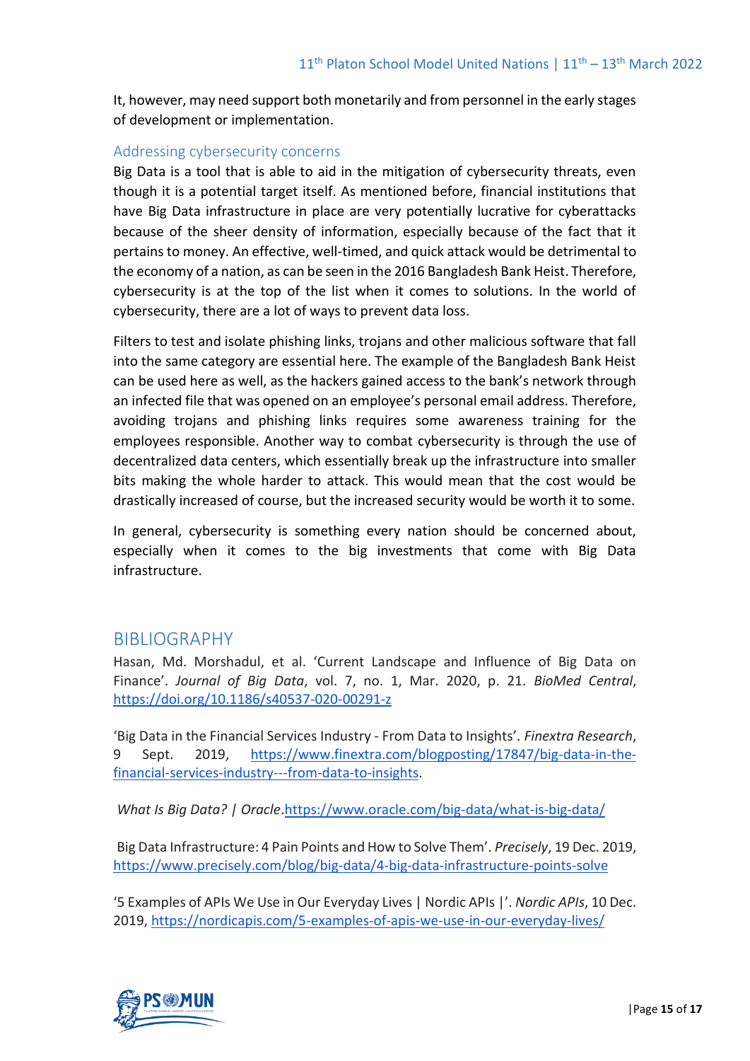It, however, may need support both monetarily and from personnel in the early stages of development or implementation.

### Addressing cybersecurity concerns

Big Data is a tool that is able to aid in the mitigation of cybersecurity threats, even though it is a potential target itself. As mentioned before, financial institutions that have Big Data infrastructure in place are very potentially lucrative for cyberattacks because of the sheer density of information, especially because of the fact that it pertains to money. An effective, well-timed, and quick attack would be detrimental to the economy of a nation, as can be seen in the 2016 Bangladesh Bank Heist. Therefore, cybersecurity is at the top of the list when it comes to solutions. In the world of cybersecurity, there are a lot of ways to prevent data loss.

Filters to test and isolate phishing links, trojans and other malicious software that fall into the same category are essential here. The example of the Bangladesh Bank Heist can be used here as well, as the hackers gained access to the bank's network through an infected file that was opened on an employee's personal email address. Therefore, avoiding trojans and phishing links requires some awareness training for the employees responsible. Another way to combat cybersecurity is through the use of decentralized data centers, which essentially break up the infrastructure into smaller bits making the whole harder to attack. This would mean that the cost would be drastically increased of course, but the increased security would be worth it to some.

In general, cybersecurity is something every nation should be concerned about, especially when it comes to the big investments that come with Big Data infrastructure.

## BIBLIOGRAPHY

Hasan, Md. Morshadul, et al. 'Current Landscape and Influence of Big Data on Finance'. *Journal of Big Data*, vol. 7, no. 1, Mar. 2020, p. 21. *BioMed Central*, https://doi.org/10.1186/s40537-020-00291-z

'Big Data in the Financial Services Industry - From Data to Insights'. *Finextra Research*, 9 Sept. 2019, https://www.finextra.com/blogposting/17847/big-data-in-the-financial-services-industry---from-data-to-insights.

*What Is Big Data? | Oracle*.https://www.oracle.com/big-data/what-is-big-data/

Big Data Infrastructure: 4 Pain Points and How to Solve Them'. *Precisely*, 19 Dec. 2019, https://www.precisely.com/blog/big-data/4-big-data-infrastructure-points-solve

'5 Examples of APIs We Use in Our Everyday Lives | Nordic APIs |'. *Nordic APIs*, 10 Dec. 2019, https://nordicapis.com/5-examples-of-apis-we-use-in-our-everyday-lives/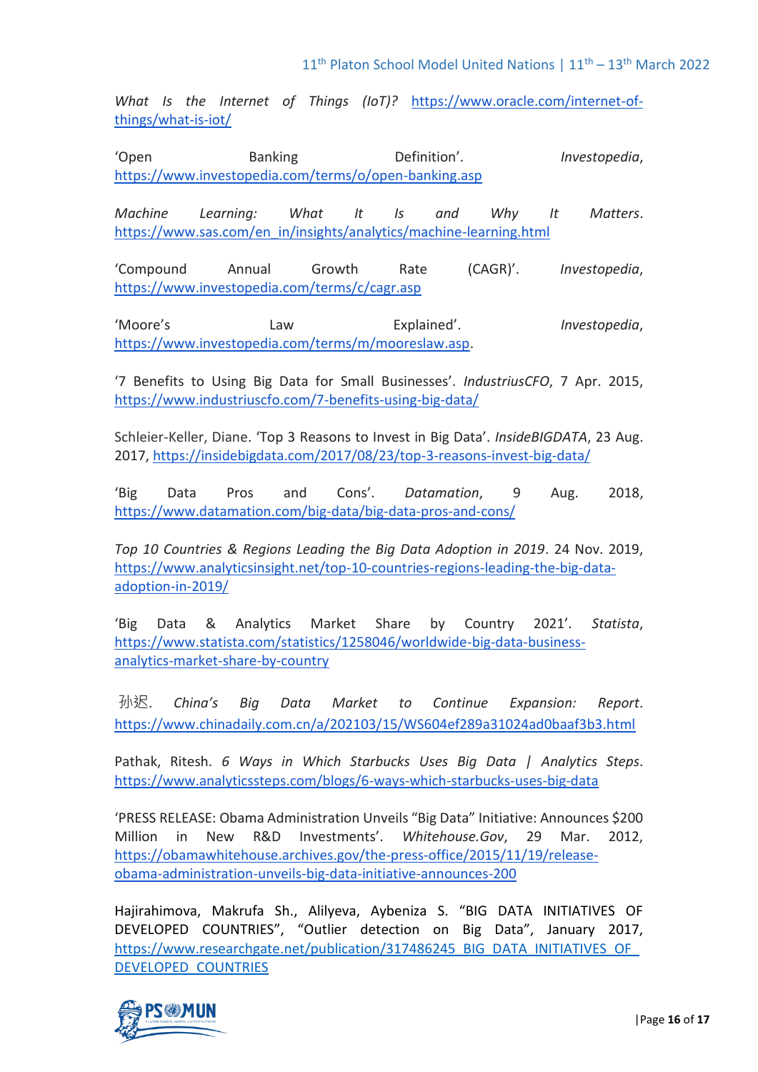*What Is the Internet of Things (IoT)?* https://www.oracle.com/internet-of-things/what-is-iot/

'Open Banking Definition'. *Investopedia*, https://www.investopedia.com/terms/o/open-banking.asp

*Machine Learning: What It Is and Why It Matters*. https://www.sas.com/en_in/insights/analytics/machine-learning.html

'Compound Annual Growth Rate (CAGR)'. *Investopedia*, https://www.investopedia.com/terms/c/cagr.asp

'Moore's Law Explained'. *Investopedia*, https://www.investopedia.com/terms/m/mooreslaw.asp.

'7 Benefits to Using Big Data for Small Businesses'. *IndustriusCFO*, 7 Apr. 2015, https://www.industriuscfo.com/7-benefits-using-big-data/

Schleier-Keller, Diane. 'Top 3 Reasons to Invest in Big Data'. *InsideBIGDATA*, 23 Aug. 2017, https://insidebigdata.com/2017/08/23/top-3-reasons-invest-big-data/

'Big Data Pros and Cons'. *Datamation*, 9 Aug. 2018, https://www.datamation.com/big-data/big-data-pros-and-cons/

*Top 10 Countries & Regions Leading the Big Data Adoption in 2019*. 24 Nov. 2019, https://www.analyticsinsight.net/top-10-countries-regions-leading-the-big-data-adoption-in-2019/

'Big Data & Analytics Market Share by Country 2021'. *Statista*, https://www.statista.com/statistics/1258046/worldwide-big-data-business-analytics-market-share-by-country

孙迟. *China's Big Data Market to Continue Expansion: Report*. https://www.chinadaily.com.cn/a/202103/15/WS604ef289a31024ad0baaf3b3.html

Pathak, Ritesh. *6 Ways in Which Starbucks Uses Big Data | Analytics Steps*. https://www.analyticssteps.com/blogs/6-ways-which-starbucks-uses-big-data

'PRESS RELEASE: Obama Administration Unveils "Big Data" Initiative: Announces $200 Million in New R&D Investments'. *Whitehouse.Gov*, 29 Mar. 2012, https://obamawhitehouse.archives.gov/the-press-office/2015/11/19/release-obama-administration-unveils-big-data-initiative-announces-200

Hajirahimova, Makrufa Sh., Alilyeva, Aybeniza S. "BIG DATA INITIATIVES OF DEVELOPED COUNTRIES", "Outlier detection on Big Data", January 2017, https://www.researchgate.net/publication/317486245_BIG_DATA_INITIATIVES_OF_DEVELOPED_COUNTRIES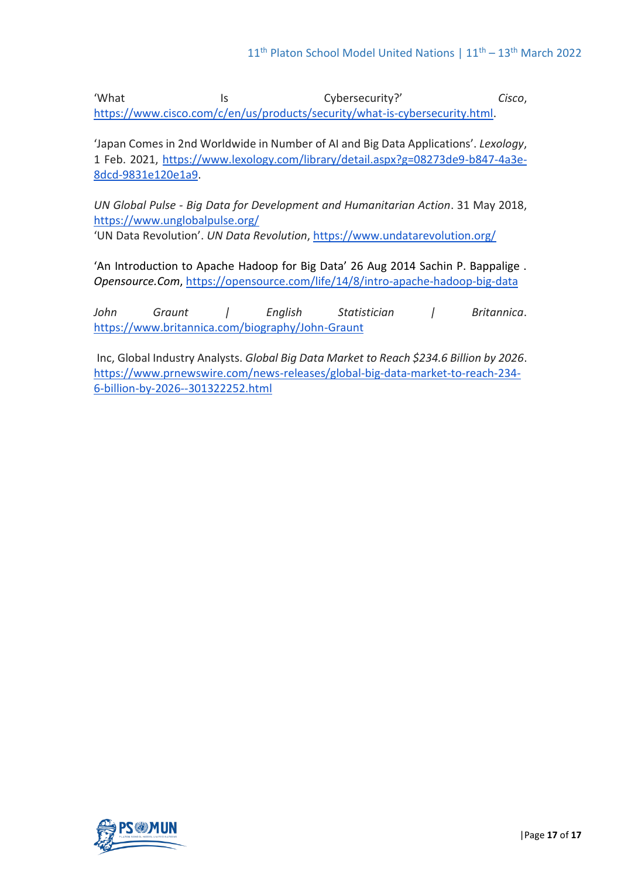'What Is Cybersecurity?' *Cisco*, https://www.cisco.com/c/en/us/products/security/what-is-cybersecurity.html.

'Japan Comes in 2nd Worldwide in Number of AI and Big Data Applications'. *Lexology*, 1 Feb. 2021, https://www.lexology.com/library/detail.aspx?g=08273de9-b847-4a3e-8dcd-9831e120e1a9.

*UN Global Pulse - Big Data for Development and Humanitarian Action*. 31 May 2018, https://www.unglobalpulse.org/

'UN Data Revolution'. *UN Data Revolution*, https://www.undatarevolution.org/

'An Introduction to Apache Hadoop for Big Data' 26 Aug 2014 Sachin P. Bappalige . *Opensource.Com*, https://opensource.com/life/14/8/intro-apache-hadoop-big-data

*John Graunt | English Statistician | Britannica*. https://www.britannica.com/biography/John-Graunt

Inc, Global Industry Analysts. *Global Big Data Market to Reach $234.6 Billion by 2026*. https://www.prnewswire.com/news-releases/global-big-data-market-to-reach-234-6-billion-by-2026--301322252.html